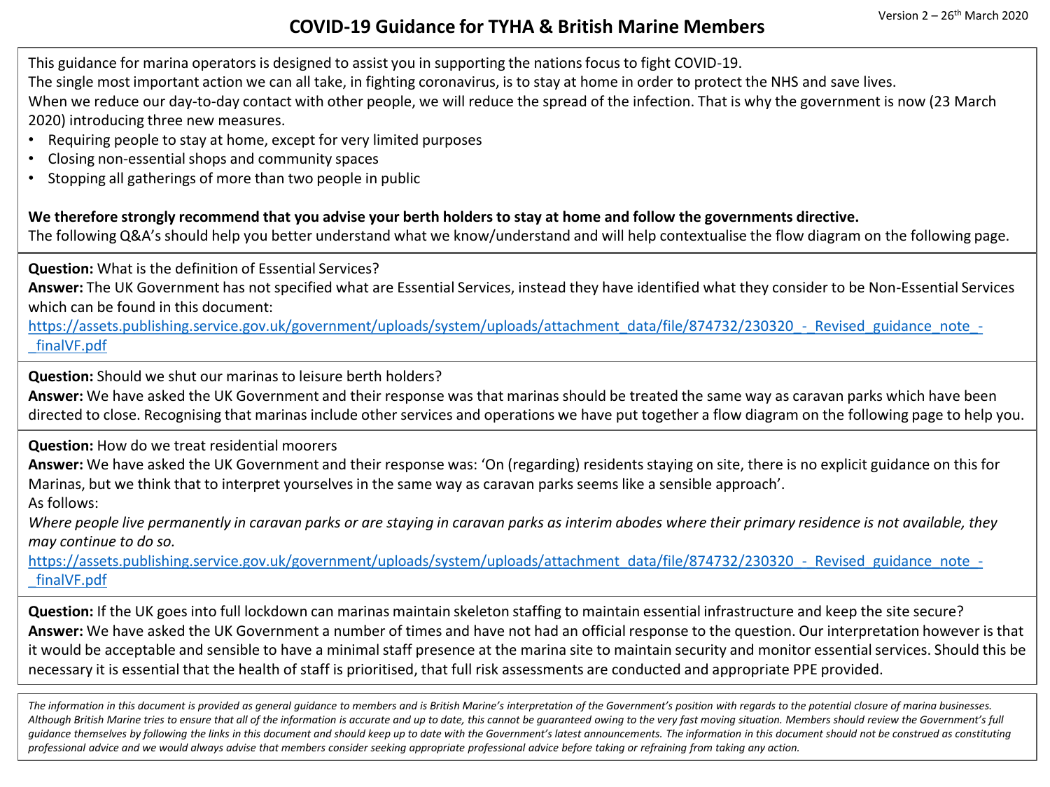Version 2 – 26th March 2020

# COVID-19 Guidance for TYHA & British Marine Members

This guidance for marina operators is designed to assist you in supporting the nations focus to fight COVID-19.
The single most important action we can all take, in fighting coronavirus, is to stay at home in order to protect the NHS and save lives.
When we reduce our day-to-day contact with other people, we will reduce the spread of the infection. That is why the government is now (23 March 2020) introducing three new measures.

- Requiring people to stay at home, except for very limited purposes
- Closing non-essential shops and community spaces
- Stopping all gatherings of more than two people in public

**We therefore strongly recommend that you advise your berth holders to stay at home and follow the governments directive.**
The following Q&A's should help you better understand what we know/understand and will help contextualise the flow diagram on the following page.

**Question:** What is the definition of Essential Services?
**Answer:** The UK Government has not specified what are Essential Services, instead they have identified what they consider to be Non-Essential Services which can be found in this document:
https://assets.publishing.service.gov.uk/government/uploads/system/uploads/attachment_data/file/874732/230320_-_Revised_guidance_note_-_finalVF.pdf

**Question:** Should we shut our marinas to leisure berth holders?
**Answer:** We have asked the UK Government and their response was that marinas should be treated the same way as caravan parks which have been directed to close. Recognising that marinas include other services and operations we have put together a flow diagram on the following page to help you.

**Question:** How do we treat residential moorers
**Answer:** We have asked the UK Government and their response was: 'On (regarding) residents staying on site, there is no explicit guidance on this for Marinas, but we think that to interpret yourselves in the same way as caravan parks seems like a sensible approach'.
As follows:
*Where people live permanently in caravan parks or are staying in caravan parks as interim abodes where their primary residence is not available, they may continue to do so.*
https://assets.publishing.service.gov.uk/government/uploads/system/uploads/attachment_data/file/874732/230320_-_Revised_guidance_note_-_finalVF.pdf

**Question:** If the UK goes into full lockdown can marinas maintain skeleton staffing to maintain essential infrastructure and keep the site secure?
**Answer:** We have asked the UK Government a number of times and have not had an official response to the question. Our interpretation however is that it would be acceptable and sensible to have a minimal staff presence at the marina site to maintain security and monitor essential services. Should this be necessary it is essential that the health of staff is prioritised, that full risk assessments are conducted and appropriate PPE provided.

*The information in this document is provided as general guidance to members and is British Marine's interpretation of the Government's position with regards to the potential closure of marina businesses. Although British Marine tries to ensure that all of the information is accurate and up to date, this cannot be guaranteed owing to the very fast moving situation. Members should review the Government's full guidance themselves by following the links in this document and should keep up to date with the Government's latest announcements. The information in this document should not be construed as constituting professional advice and we would always advise that members consider seeking appropriate professional advice before taking or refraining from taking any action.*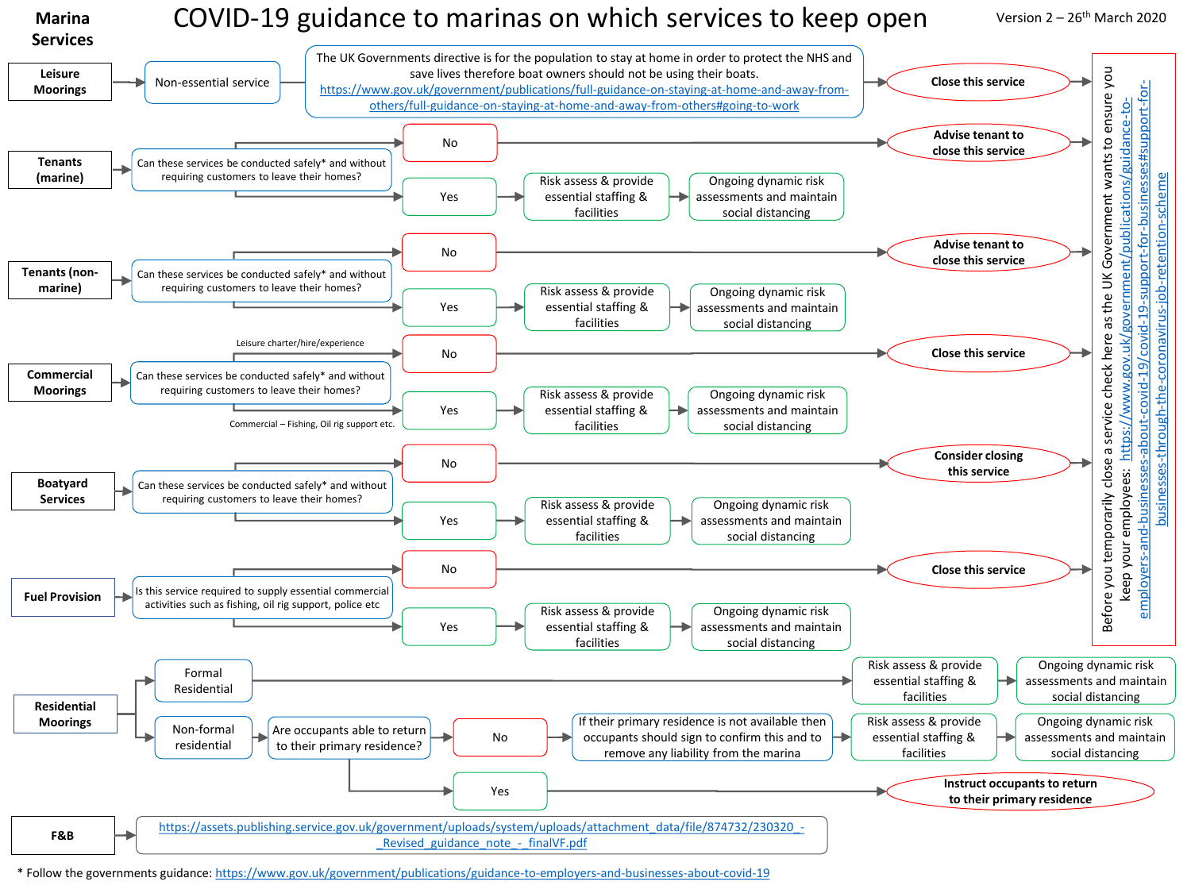# COVID-19 guidance to marinas on which services to keep open

**Marina Services**

Version 2 – 26th March 2020

## Leisure Moorings

Non-essential service → The UK Governments directive is for the population to stay at home in order to protect the NHS and save lives therefore boat owners should not be using their boats. https://www.gov.uk/government/publications/full-guidance-on-staying-at-home-and-away-from-others/full-guidance-on-staying-at-home-and-away-from-others#going-to-work → **Close this service**

## Tenants (marine)

Can these services be conducted safely* and without requiring customers to leave their homes?

- No → **Advise tenant to close this service**
- Yes → Risk assess & provide essential staffing & facilities → Ongoing dynamic risk assessments and maintain social distancing

## Tenants (non-marine)

Can these services be conducted safely* and without requiring customers to leave their homes?

- No → **Advise tenant to close this service**
- Yes → Risk assess & provide essential staffing & facilities → Ongoing dynamic risk assessments and maintain social distancing

## Commercial Moorings

Can these services be conducted safely* and without requiring customers to leave their homes?

- No (Leisure charter/hire/experience) → **Close this service**
- Yes (Commercial – Fishing, Oil rig support etc.) → Risk assess & provide essential staffing & facilities → Ongoing dynamic risk assessments and maintain social distancing

## Boatyard Services

Can these services be conducted safely* and without requiring customers to leave their homes?

- No → **Consider closing this service**
- Yes → Risk assess & provide essential staffing & facilities → Ongoing dynamic risk assessments and maintain social distancing

## Fuel Provision

Is this service required to supply essential commercial activities such as fishing, oil rig support, police etc

- No → **Close this service**
- Yes → Risk assess & provide essential staffing & facilities → Ongoing dynamic risk assessments and maintain social distancing

Before you temporarily close a service check here as the UK Government wants to ensure you keep your employees: https://www.gov.uk/government/publications/guidance-to-employers-and-businesses-about-covid-19/covid-19-support-for-businesses#support-for-businesses-through-the-coronavirus-job-retention-scheme

## Residential Moorings

- Formal Residential → Risk assess & provide essential staffing & facilities → Ongoing dynamic risk assessments and maintain social distancing
- Non-formal residential → Are occupants able to return to their primary residence?
  - No → If their primary residence is not available then occupants should sign to confirm this and to remove any liability from the marina → Risk assess & provide essential staffing & facilities → Ongoing dynamic risk assessments and maintain social distancing
  - Yes → **Instruct occupants to return to their primary residence**

## F&B

https://assets.publishing.service.gov.uk/government/uploads/system/uploads/attachment_data/file/874732/230320_-_Revised_guidance_note_-_finalVF.pdf

\* Follow the governments guidance: https://www.gov.uk/government/publications/guidance-to-employers-and-businesses-about-covid-19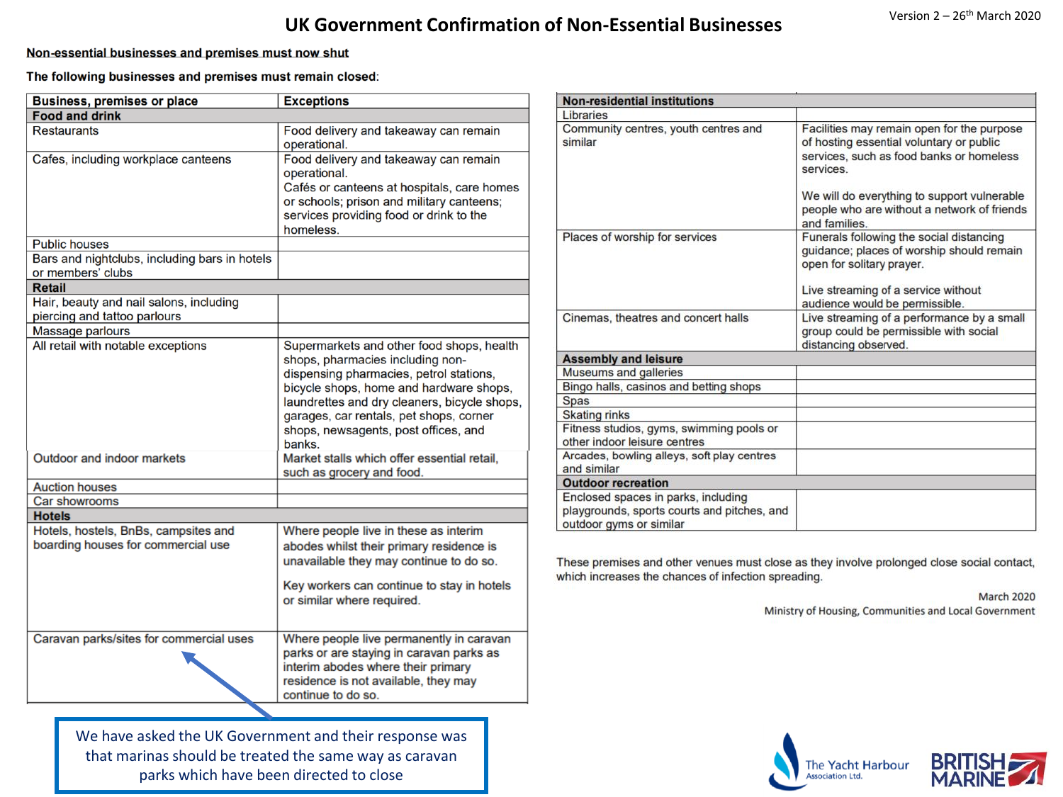Version 2 – 26th March 2020

# UK Government Confirmation of Non-Essential Businesses

**Non-essential businesses and premises must now shut**

**The following businesses and premises must remain closed:**

| Business, premises or place | Exceptions |
|---|---|
| **Food and drink** | |
| Restaurants | Food delivery and takeaway can remain operational. |
| Cafes, including workplace canteens | Food delivery and takeaway can remain operational. Cafés or canteens at hospitals, care homes or schools; prison and military canteens; services providing food or drink to the homeless. |
| Public houses | |
| Bars and nightclubs, including bars in hotels or members' clubs | |
| **Retail** | |
| Hair, beauty and nail salons, including piercing and tattoo parlours | |
| Massage parlours | |
| All retail with notable exceptions | Supermarkets and other food shops, health shops, pharmacies including non-dispensing pharmacies, petrol stations, bicycle shops, home and hardware shops, laundrettes and dry cleaners, bicycle shops, garages, car rentals, pet shops, corner shops, newsagents, post offices, and banks. |
| Outdoor and indoor markets | Market stalls which offer essential retail, such as grocery and food. |
| Auction houses | |
| Car showrooms | |
| **Hotels** | |
| Hotels, hostels, BnBs, campsites and boarding houses for commercial use | Where people live in these as interim abodes whilst their primary residence is unavailable they may continue to do so. Key workers can continue to stay in hotels or similar where required. |
| Caravan parks/sites for commercial uses | Where people live permanently in caravan parks or are staying in caravan parks as interim abodes where their primary residence is not available, they may continue to do so. |

We have asked the UK Government and their response was that marinas should be treated the same way as caravan parks which have been directed to close

| Non-residential institutions | |
|---|---|
| Libraries | |
| Community centres, youth centres and similar | Facilities may remain open for the purpose of hosting essential voluntary or public services, such as food banks or homeless services. We will do everything to support vulnerable people who are without a network of friends and families. |
| Places of worship for services | Funerals following the social distancing guidance; places of worship should remain open for solitary prayer. Live streaming of a service without audience would be permissible. |
| Cinemas, theatres and concert halls | Live streaming of a performance by a small group could be permissible with social distancing observed. |
| **Assembly and leisure** | |
| Museums and galleries | |
| Bingo halls, casinos and betting shops | |
| Spas | |
| Skating rinks | |
| Fitness studios, gyms, swimming pools or other indoor leisure centres | |
| Arcades, bowling alleys, soft play centres and similar | |
| **Outdoor recreation** | |
| Enclosed spaces in parks, including playgrounds, sports courts and pitches, and outdoor gyms or similar | |

These premises and other venues must close as they involve prolonged close social contact, which increases the chances of infection spreading.

March 2020
Ministry of Housing, Communities and Local Government

The Yacht Harbour Association Ltd.

BRITISH MARINE